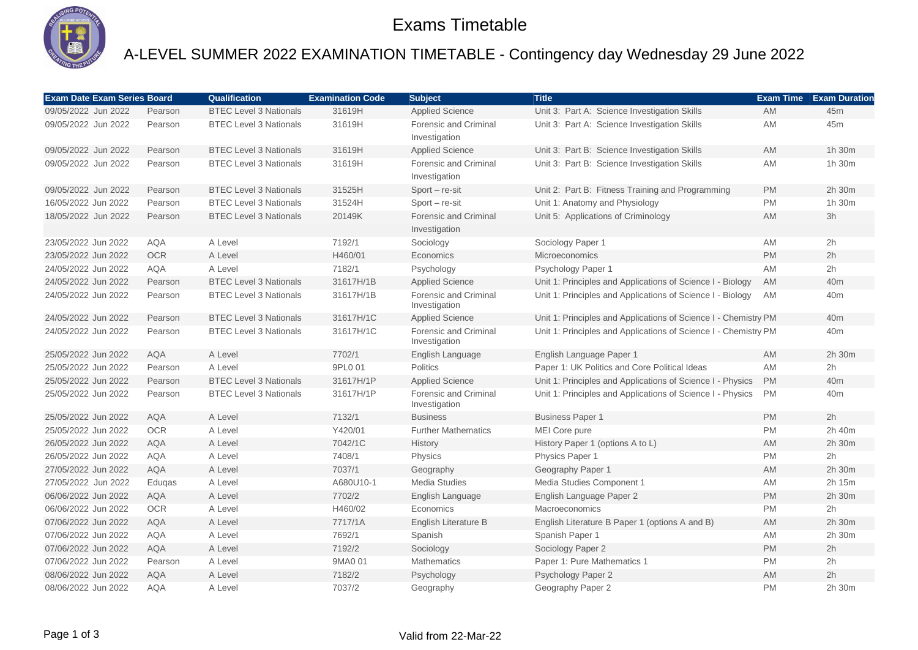# Exams Timetable

## A-LEVEL SUMMER 2022 EXAMINATION TIMETABLE - Contingency day Wednesday 29 June 2022

| Exam Date | Exam Series | Board | Qualification | Examination Code | Subject | Title | Exam Time | Exam Duration |
|---|---|---|---|---|---|---|---|---|
| 09/05/2022 | Jun 2022 | Pearson | BTEC Level 3 Nationals | 31619H | Applied Science | Unit 3: Part A: Science Investigation Skills | AM | 45m |
| 09/05/2022 | Jun 2022 | Pearson | BTEC Level 3 Nationals | 31619H | Forensic and Criminal Investigation | Unit 3: Part A: Science Investigation Skills | AM | 45m |
| 09/05/2022 | Jun 2022 | Pearson | BTEC Level 3 Nationals | 31619H | Applied Science | Unit 3: Part B: Science Investigation Skills | AM | 1h 30m |
| 09/05/2022 | Jun 2022 | Pearson | BTEC Level 3 Nationals | 31619H | Forensic and Criminal Investigation | Unit 3: Part B: Science Investigation Skills | AM | 1h 30m |
| 09/05/2022 | Jun 2022 | Pearson | BTEC Level 3 Nationals | 31525H | Sport – re-sit | Unit 2: Part B: Fitness Training and Programming | PM | 2h 30m |
| 16/05/2022 | Jun 2022 | Pearson | BTEC Level 3 Nationals | 31524H | Sport – re-sit | Unit 1: Anatomy and Physiology | PM | 1h 30m |
| 18/05/2022 | Jun 2022 | Pearson | BTEC Level 3 Nationals | 20149K | Forensic and Criminal Investigation | Unit 5: Applications of Criminology | AM | 3h |
| 23/05/2022 | Jun 2022 | AQA | A Level | 7192/1 | Sociology | Sociology Paper 1 | AM | 2h |
| 23/05/2022 | Jun 2022 | OCR | A Level | H460/01 | Economics | Microeconomics | PM | 2h |
| 24/05/2022 | Jun 2022 | AQA | A Level | 7182/1 | Psychology | Psychology Paper 1 | AM | 2h |
| 24/05/2022 | Jun 2022 | Pearson | BTEC Level 3 Nationals | 31617H/1B | Applied Science | Unit 1: Principles and Applications of Science I - Biology | AM | 40m |
| 24/05/2022 | Jun 2022 | Pearson | BTEC Level 3 Nationals | 31617H/1B | Forensic and Criminal Investigation | Unit 1: Principles and Applications of Science I - Biology | AM | 40m |
| 24/05/2022 | Jun 2022 | Pearson | BTEC Level 3 Nationals | 31617H/1C | Applied Science | Unit 1: Principles and Applications of Science I - Chemistry | PM | 40m |
| 24/05/2022 | Jun 2022 | Pearson | BTEC Level 3 Nationals | 31617H/1C | Forensic and Criminal Investigation | Unit 1: Principles and Applications of Science I - Chemistry | PM | 40m |
| 25/05/2022 | Jun 2022 | AQA | A Level | 7702/1 | English Language | English Language Paper 1 | AM | 2h 30m |
| 25/05/2022 | Jun 2022 | Pearson | A Level | 9PL0 01 | Politics | Paper 1: UK Politics and Core Political Ideas | AM | 2h |
| 25/05/2022 | Jun 2022 | Pearson | BTEC Level 3 Nationals | 31617H/1P | Applied Science | Unit 1: Principles and Applications of Science I - Physics | PM | 40m |
| 25/05/2022 | Jun 2022 | Pearson | BTEC Level 3 Nationals | 31617H/1P | Forensic and Criminal Investigation | Unit 1: Principles and Applications of Science I - Physics | PM | 40m |
| 25/05/2022 | Jun 2022 | AQA | A Level | 7132/1 | Business | Business Paper 1 | PM | 2h |
| 25/05/2022 | Jun 2022 | OCR | A Level | Y420/01 | Further Mathematics | MEI Core pure | PM | 2h 40m |
| 26/05/2022 | Jun 2022 | AQA | A Level | 7042/1C | History | History Paper 1 (options A to L) | AM | 2h 30m |
| 26/05/2022 | Jun 2022 | AQA | A Level | 7408/1 | Physics | Physics Paper 1 | PM | 2h |
| 27/05/2022 | Jun 2022 | AQA | A Level | 7037/1 | Geography | Geography Paper 1 | AM | 2h 30m |
| 27/05/2022 | Jun 2022 | Eduqas | A Level | A680U10-1 | Media Studies | Media Studies Component 1 | AM | 2h 15m |
| 06/06/2022 | Jun 2022 | AQA | A Level | 7702/2 | English Language | English Language Paper 2 | PM | 2h 30m |
| 06/06/2022 | Jun 2022 | OCR | A Level | H460/02 | Economics | Macroeconomics | PM | 2h |
| 07/06/2022 | Jun 2022 | AQA | A Level | 7717/1A | English Literature B | English Literature B Paper 1 (options A and B) | AM | 2h 30m |
| 07/06/2022 | Jun 2022 | AQA | A Level | 7692/1 | Spanish | Spanish Paper 1 | AM | 2h 30m |
| 07/06/2022 | Jun 2022 | AQA | A Level | 7192/2 | Sociology | Sociology Paper 2 | PM | 2h |
| 07/06/2022 | Jun 2022 | Pearson | A Level | 9MA0 01 | Mathematics | Paper 1: Pure Mathematics 1 | PM | 2h |
| 08/06/2022 | Jun 2022 | AQA | A Level | 7182/2 | Psychology | Psychology Paper 2 | AM | 2h |
| 08/06/2022 | Jun 2022 | AQA | A Level | 7037/2 | Geography | Geography Paper 2 | PM | 2h 30m |

Valid from 22-Mar-22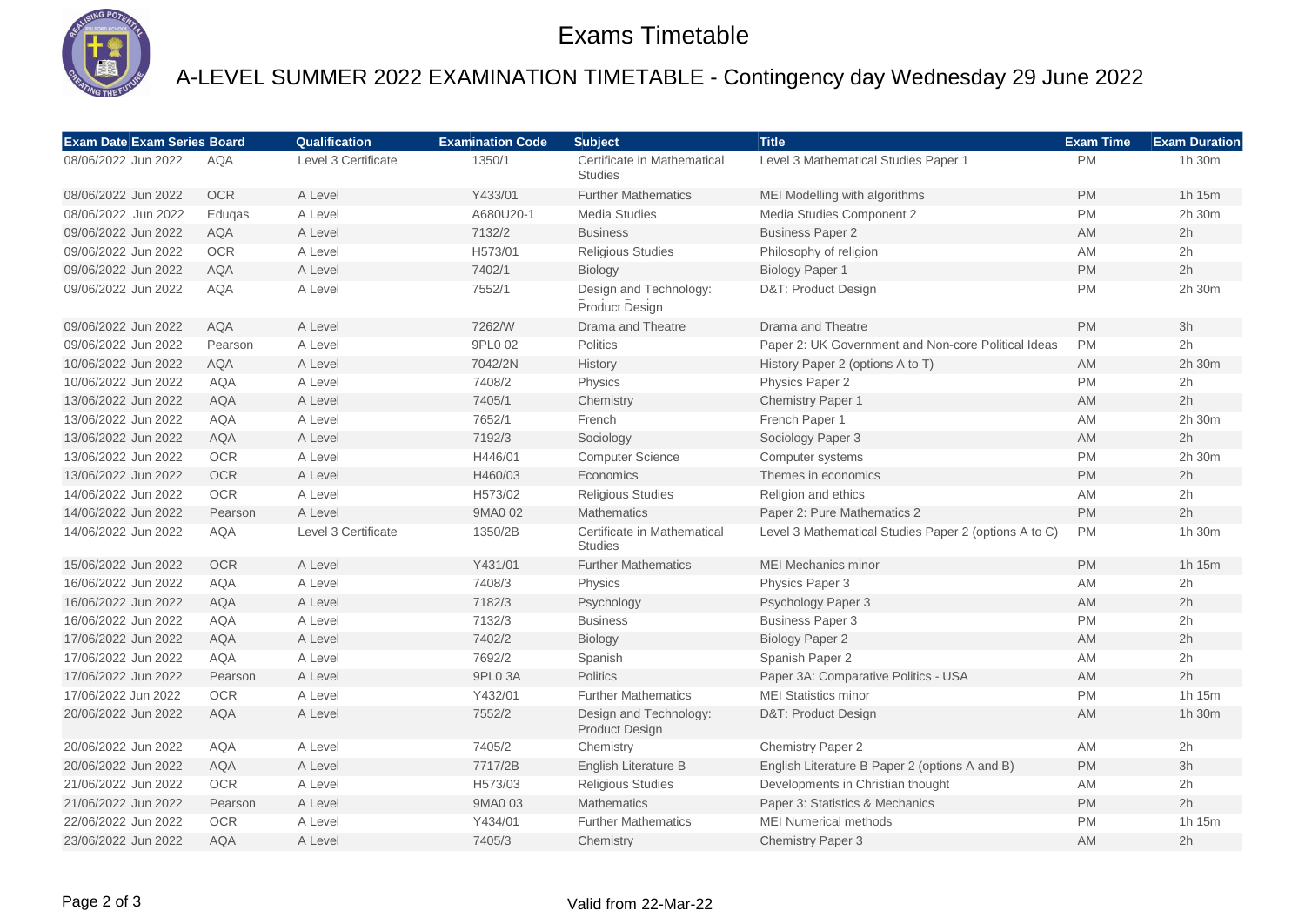# Exams Timetable

## A-LEVEL SUMMER 2022 EXAMINATION TIMETABLE - Contingency day Wednesday 29 June 2022

| Exam Date | Exam Series | Board | Qualification | Examination Code | Subject | Title | Exam Time | Exam Duration |
|---|---|---|---|---|---|---|---|---|
| 08/06/2022 | Jun 2022 | AQA | Level 3 Certificate | 1350/1 | Certificate in Mathematical Studies | Level 3 Mathematical Studies Paper 1 | PM | 1h 30m |
| 08/06/2022 | Jun 2022 | OCR | A Level | Y433/01 | Further Mathematics | MEI Modelling with algorithms | PM | 1h 15m |
| 08/06/2022 | Jun 2022 | Eduqas | A Level | A680U20-1 | Media Studies | Media Studies Component 2 | PM | 2h 30m |
| 09/06/2022 | Jun 2022 | AQA | A Level | 7132/2 | Business | Business Paper 2 | AM | 2h |
| 09/06/2022 | Jun 2022 | OCR | A Level | H573/01 | Religious Studies | Philosophy of religion | AM | 2h |
| 09/06/2022 | Jun 2022 | AQA | A Level | 7402/1 | Biology | Biology Paper 1 | PM | 2h |
| 09/06/2022 | Jun 2022 | AQA | A Level | 7552/1 | Design and Technology: Product Design | D&T: Product Design | PM | 2h 30m |
| 09/06/2022 | Jun 2022 | AQA | A Level | 7262/W | Drama and Theatre | Drama and Theatre | PM | 3h |
| 09/06/2022 | Jun 2022 | Pearson | A Level | 9PL0 02 | Politics | Paper 2: UK Government and Non-core Political Ideas | PM | 2h |
| 10/06/2022 | Jun 2022 | AQA | A Level | 7042/2N | History | History Paper 2 (options A to T) | AM | 2h 30m |
| 10/06/2022 | Jun 2022 | AQA | A Level | 7408/2 | Physics | Physics Paper 2 | PM | 2h |
| 13/06/2022 | Jun 2022 | AQA | A Level | 7405/1 | Chemistry | Chemistry Paper 1 | AM | 2h |
| 13/06/2022 | Jun 2022 | AQA | A Level | 7652/1 | French | French Paper 1 | AM | 2h 30m |
| 13/06/2022 | Jun 2022 | AQA | A Level | 7192/3 | Sociology | Sociology Paper 3 | AM | 2h |
| 13/06/2022 | Jun 2022 | OCR | A Level | H446/01 | Computer Science | Computer systems | PM | 2h 30m |
| 13/06/2022 | Jun 2022 | OCR | A Level | H460/03 | Economics | Themes in economics | PM | 2h |
| 14/06/2022 | Jun 2022 | OCR | A Level | H573/02 | Religious Studies | Religion and ethics | AM | 2h |
| 14/06/2022 | Jun 2022 | Pearson | A Level | 9MA0 02 | Mathematics | Paper 2: Pure Mathematics 2 | PM | 2h |
| 14/06/2022 | Jun 2022 | AQA | Level 3 Certificate | 1350/2B | Certificate in Mathematical Studies | Level 3 Mathematical Studies Paper 2 (options A to C) | PM | 1h 30m |
| 15/06/2022 | Jun 2022 | OCR | A Level | Y431/01 | Further Mathematics | MEI Mechanics minor | PM | 1h 15m |
| 16/06/2022 | Jun 2022 | AQA | A Level | 7408/3 | Physics | Physics Paper 3 | AM | 2h |
| 16/06/2022 | Jun 2022 | AQA | A Level | 7182/3 | Psychology | Psychology Paper 3 | AM | 2h |
| 16/06/2022 | Jun 2022 | AQA | A Level | 7132/3 | Business | Business Paper 3 | PM | 2h |
| 17/06/2022 | Jun 2022 | AQA | A Level | 7402/2 | Biology | Biology Paper 2 | AM | 2h |
| 17/06/2022 | Jun 2022 | AQA | A Level | 7692/2 | Spanish | Spanish Paper 2 | AM | 2h |
| 17/06/2022 | Jun 2022 | Pearson | A Level | 9PL0 3A | Politics | Paper 3A: Comparative Politics - USA | AM | 2h |
| 17/06/2022 | Jun 2022 | OCR | A Level | Y432/01 | Further Mathematics | MEI Statistics minor | PM | 1h 15m |
| 20/06/2022 | Jun 2022 | AQA | A Level | 7552/2 | Design and Technology: Product Design | D&T: Product Design | AM | 1h 30m |
| 20/06/2022 | Jun 2022 | AQA | A Level | 7405/2 | Chemistry | Chemistry Paper 2 | AM | 2h |
| 20/06/2022 | Jun 2022 | AQA | A Level | 7717/2B | English Literature B | English Literature B Paper 2 (options A and B) | PM | 3h |
| 21/06/2022 | Jun 2022 | OCR | A Level | H573/03 | Religious Studies | Developments in Christian thought | AM | 2h |
| 21/06/2022 | Jun 2022 | Pearson | A Level | 9MA0 03 | Mathematics | Paper 3: Statistics & Mechanics | PM | 2h |
| 22/06/2022 | Jun 2022 | OCR | A Level | Y434/01 | Further Mathematics | MEI Numerical methods | PM | 1h 15m |
| 23/06/2022 | Jun 2022 | AQA | A Level | 7405/3 | Chemistry | Chemistry Paper 3 | AM | 2h |

Valid from 22-Mar-22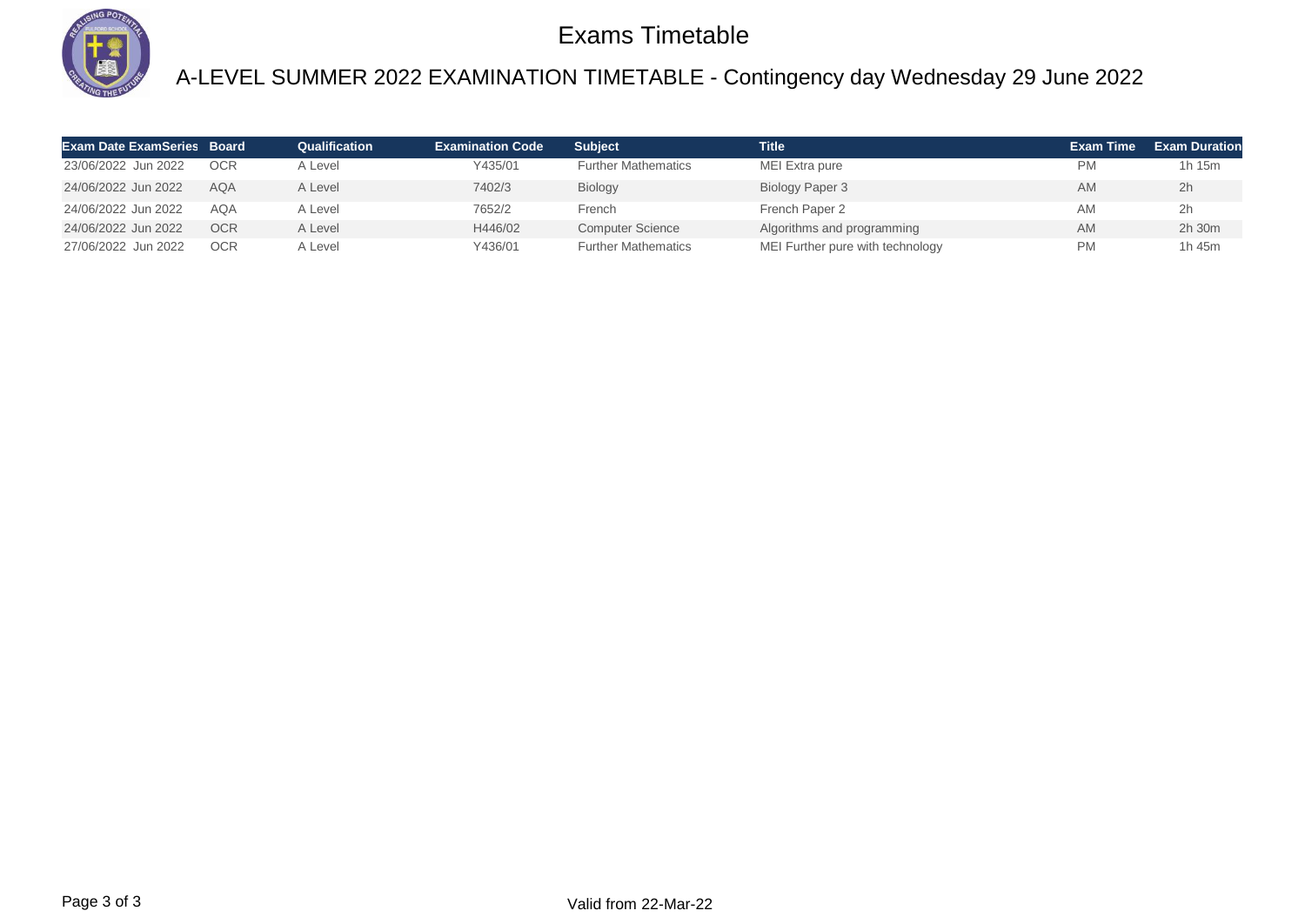# Exams Timetable

## A-LEVEL SUMMER 2022 EXAMINATION TIMETABLE - Contingency day Wednesday 29 June 2022

| Exam Date | ExamSeries | Board | Qualification | Examination Code | Subject | Title | Exam Time | Exam Duration |
|---|---|---|---|---|---|---|---|---|
| 23/06/2022 | Jun 2022 | OCR | A Level | Y435/01 | Further Mathematics | MEI Extra pure | PM | 1h 15m |
| 24/06/2022 | Jun 2022 | AQA | A Level | 7402/3 | Biology | Biology Paper 3 | AM | 2h |
| 24/06/2022 | Jun 2022 | AQA | A Level | 7652/2 | French | French Paper 2 | AM | 2h |
| 24/06/2022 | Jun 2022 | OCR | A Level | H446/02 | Computer Science | Algorithms and programming | AM | 2h 30m |
| 27/06/2022 | Jun 2022 | OCR | A Level | Y436/01 | Further Mathematics | MEI Further pure with technology | PM | 1h 45m |

Valid from 22-Mar-22